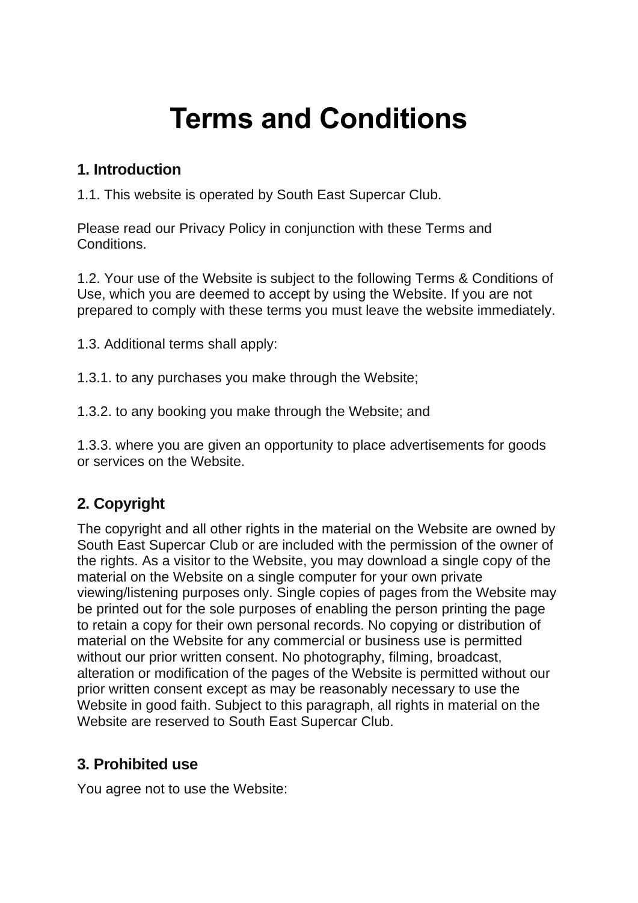# Terms and Conditions

## 1. Introduction

1.1. This website is operated by South East Supercar Club.

Please read our Privacy Policy in conjunction with these Terms and Conditions.

1.2. Your use of the Website is subject to the following Terms & Conditions of Use, which you are deemed to accept by using the Website. If you are not prepared to comply with these terms you must leave the website immediately.

1.3. Additional terms shall apply:

1.3.1. to any purchases you make through the Website;

1.3.2. to any booking you make through the Website; and

1.3.3. where you are given an opportunity to place advertisements for goods or services on the Website.

## 2. Copyright

The copyright and all other rights in the material on the Website are owned by South East Supercar Club or are included with the permission of the owner of the rights. As a visitor to the Website, you may download a single copy of the material on the Website on a single computer for your own private viewing/listening purposes only. Single copies of pages from the Website may be printed out for the sole purposes of enabling the person printing the page to retain a copy for their own personal records. No copying or distribution of material on the Website for any commercial or business use is permitted without our prior written consent. No photography, filming, broadcast, alteration or modification of the pages of the Website is permitted without our prior written consent except as may be reasonably necessary to use the Website in good faith. Subject to this paragraph, all rights in material on the Website are reserved to South East Supercar Club.

## 3. Prohibited use

You agree not to use the Website: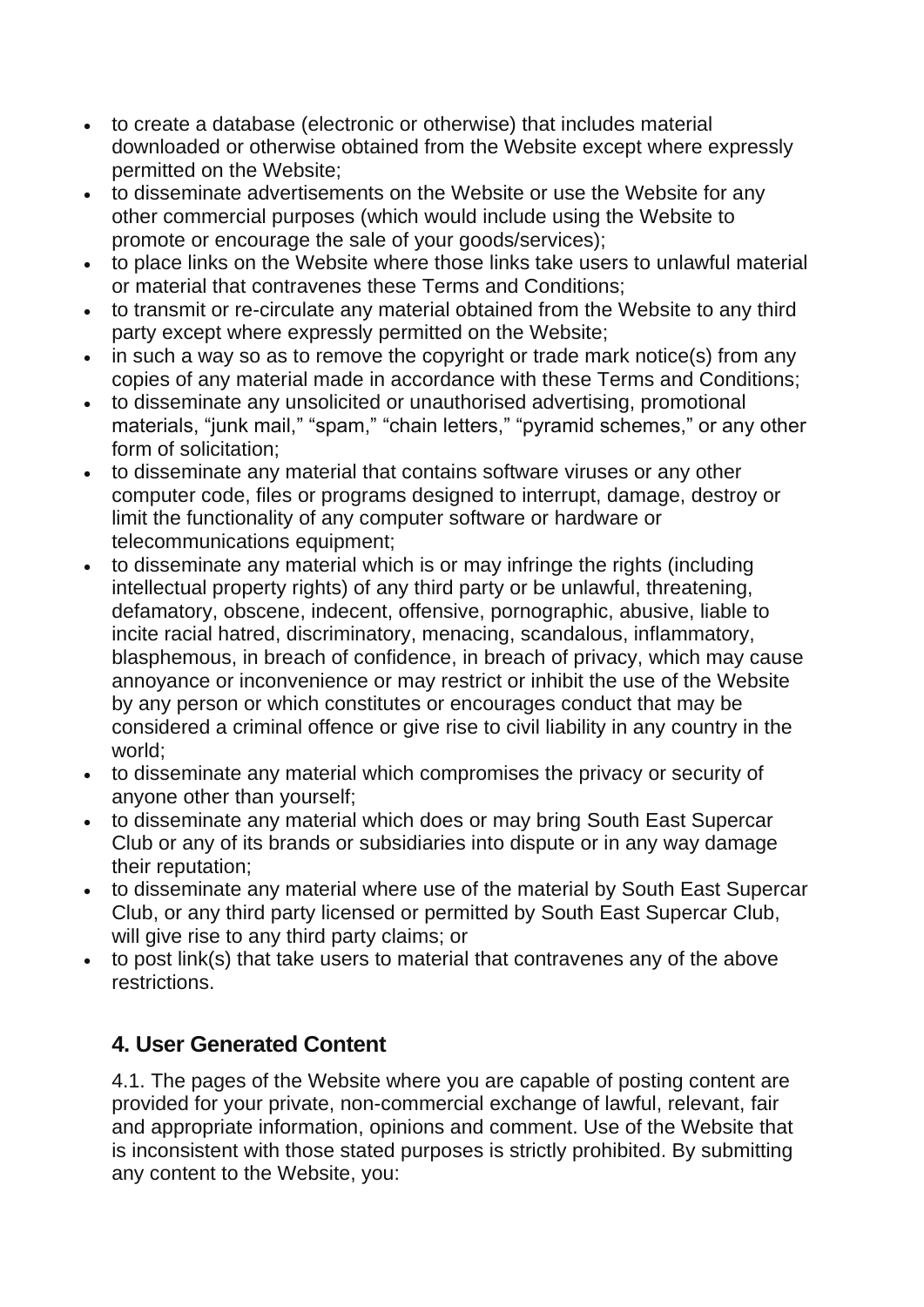- to create a database (electronic or otherwise) that includes material downloaded or otherwise obtained from the Website except where expressly permitted on the Website;
- to disseminate advertisements on the Website or use the Website for any other commercial purposes (which would include using the Website to promote or encourage the sale of your goods/services);
- to place links on the Website where those links take users to unlawful material or material that contravenes these Terms and Conditions;
- to transmit or re-circulate any material obtained from the Website to any third party except where expressly permitted on the Website;
- in such a way so as to remove the copyright or trade mark notice(s) from any copies of any material made in accordance with these Terms and Conditions;
- to disseminate any unsolicited or unauthorised advertising, promotional materials, "junk mail," "spam," "chain letters," "pyramid schemes," or any other form of solicitation;
- to disseminate any material that contains software viruses or any other computer code, files or programs designed to interrupt, damage, destroy or limit the functionality of any computer software or hardware or telecommunications equipment;
- to disseminate any material which is or may infringe the rights (including intellectual property rights) of any third party or be unlawful, threatening, defamatory, obscene, indecent, offensive, pornographic, abusive, liable to incite racial hatred, discriminatory, menacing, scandalous, inflammatory, blasphemous, in breach of confidence, in breach of privacy, which may cause annoyance or inconvenience or may restrict or inhibit the use of the Website by any person or which constitutes or encourages conduct that may be considered a criminal offence or give rise to civil liability in any country in the world;
- to disseminate any material which compromises the privacy or security of anyone other than yourself;
- to disseminate any material which does or may bring South East Supercar Club or any of its brands or subsidiaries into dispute or in any way damage their reputation;
- to disseminate any material where use of the material by South East Supercar Club, or any third party licensed or permitted by South East Supercar Club, will give rise to any third party claims; or
- to post link(s) that take users to material that contravenes any of the above restrictions.

## 4. User Generated Content

4.1. The pages of the Website where you are capable of posting content are provided for your private, non-commercial exchange of lawful, relevant, fair and appropriate information, opinions and comment. Use of the Website that is inconsistent with those stated purposes is strictly prohibited. By submitting any content to the Website, you: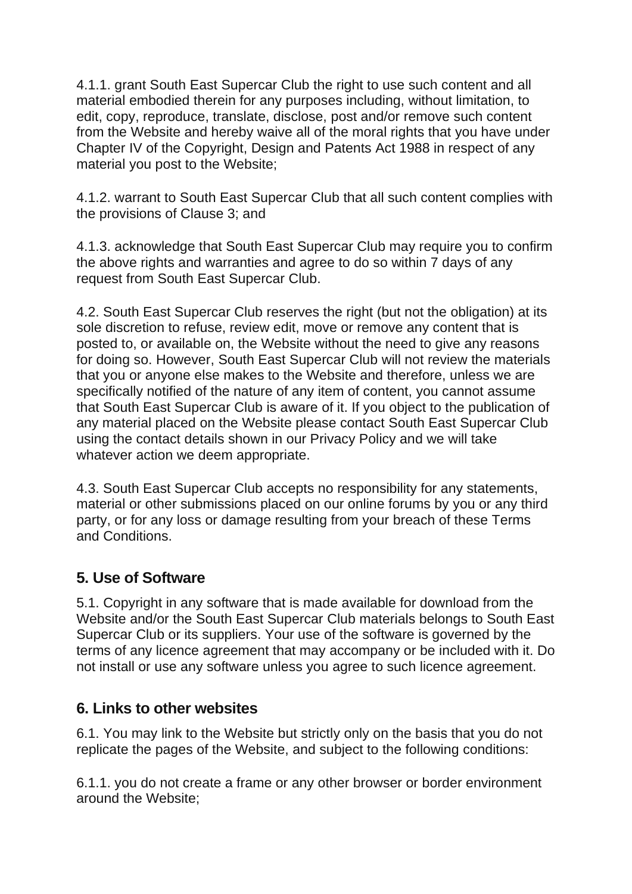4.1.1. grant South East Supercar Club the right to use such content and all material embodied therein for any purposes including, without limitation, to edit, copy, reproduce, translate, disclose, post and/or remove such content from the Website and hereby waive all of the moral rights that you have under Chapter IV of the Copyright, Design and Patents Act 1988 in respect of any material you post to the Website;

4.1.2. warrant to South East Supercar Club that all such content complies with the provisions of Clause 3; and

4.1.3. acknowledge that South East Supercar Club may require you to confirm the above rights and warranties and agree to do so within 7 days of any request from South East Supercar Club.

4.2. South East Supercar Club reserves the right (but not the obligation) at its sole discretion to refuse, review edit, move or remove any content that is posted to, or available on, the Website without the need to give any reasons for doing so. However, South East Supercar Club will not review the materials that you or anyone else makes to the Website and therefore, unless we are specifically notified of the nature of any item of content, you cannot assume that South East Supercar Club is aware of it. If you object to the publication of any material placed on the Website please contact South East Supercar Club using the contact details shown in our Privacy Policy and we will take whatever action we deem appropriate.

4.3. South East Supercar Club accepts no responsibility for any statements, material or other submissions placed on our online forums by you or any third party, or for any loss or damage resulting from your breach of these Terms and Conditions.

## 5. Use of Software

5.1. Copyright in any software that is made available for download from the Website and/or the South East Supercar Club materials belongs to South East Supercar Club or its suppliers. Your use of the software is governed by the terms of any licence agreement that may accompany or be included with it. Do not install or use any software unless you agree to such licence agreement.

## 6. Links to other websites

6.1. You may link to the Website but strictly only on the basis that you do not replicate the pages of the Website, and subject to the following conditions:

6.1.1. you do not create a frame or any other browser or border environment around the Website;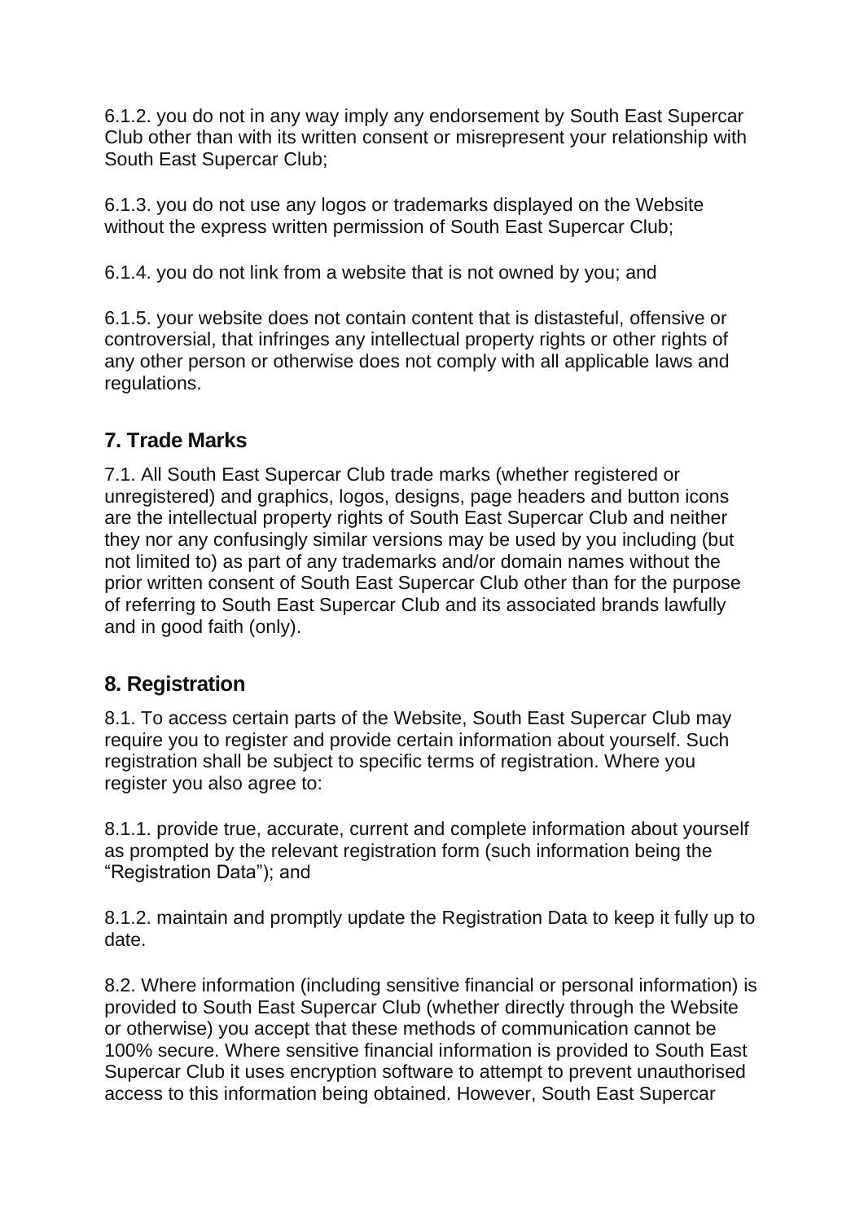6.1.2. you do not in any way imply any endorsement by South East Supercar Club other than with its written consent or misrepresent your relationship with South East Supercar Club;

6.1.3. you do not use any logos or trademarks displayed on the Website without the express written permission of South East Supercar Club;

6.1.4. you do not link from a website that is not owned by you; and

6.1.5. your website does not contain content that is distasteful, offensive or controversial, that infringes any intellectual property rights or other rights of any other person or otherwise does not comply with all applicable laws and regulations.

## 7. Trade Marks

7.1. All South East Supercar Club trade marks (whether registered or unregistered) and graphics, logos, designs, page headers and button icons are the intellectual property rights of South East Supercar Club and neither they nor any confusingly similar versions may be used by you including (but not limited to) as part of any trademarks and/or domain names without the prior written consent of South East Supercar Club other than for the purpose of referring to South East Supercar Club and its associated brands lawfully and in good faith (only).

## 8. Registration

8.1. To access certain parts of the Website, South East Supercar Club may require you to register and provide certain information about yourself. Such registration shall be subject to specific terms of registration. Where you register you also agree to:

8.1.1. provide true, accurate, current and complete information about yourself as prompted by the relevant registration form (such information being the “Registration Data”); and

8.1.2. maintain and promptly update the Registration Data to keep it fully up to date.

8.2. Where information (including sensitive financial or personal information) is provided to South East Supercar Club (whether directly through the Website or otherwise) you accept that these methods of communication cannot be 100% secure. Where sensitive financial information is provided to South East Supercar Club it uses encryption software to attempt to prevent unauthorised access to this information being obtained. However, South East Supercar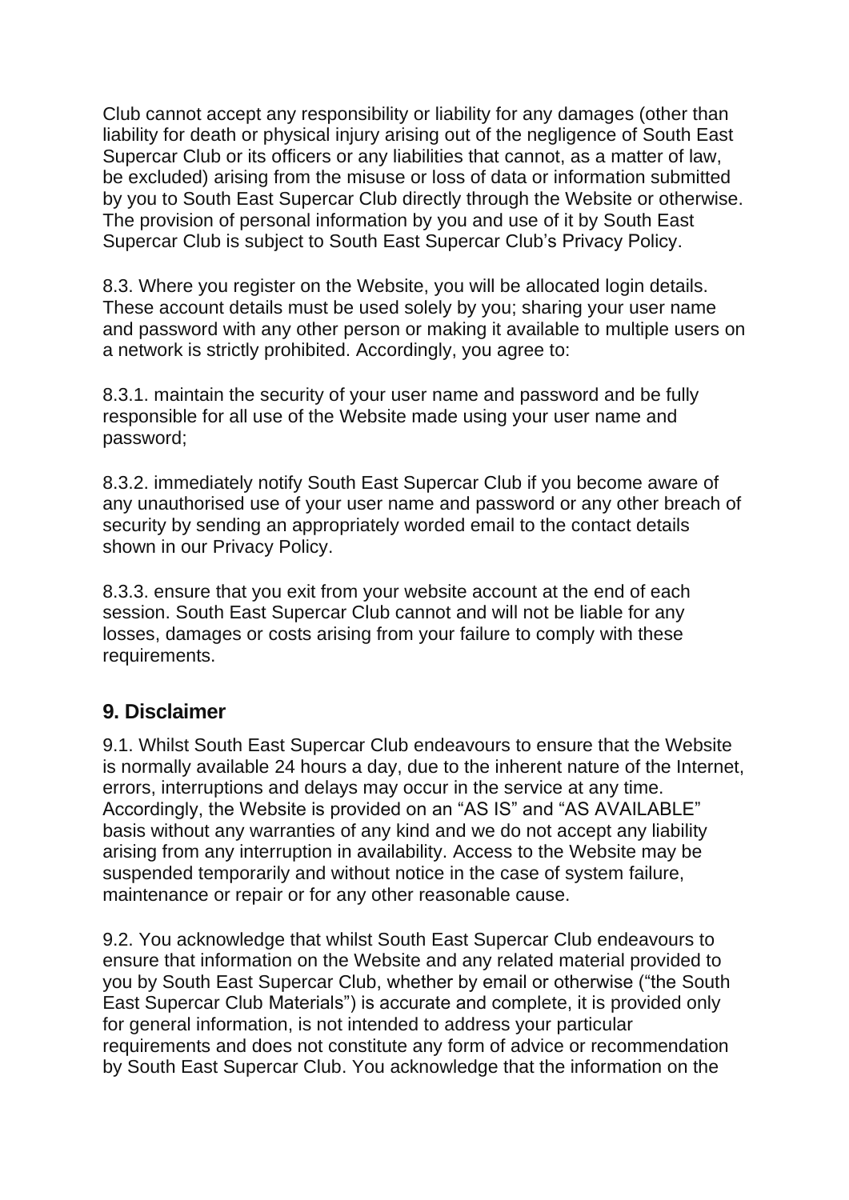Club cannot accept any responsibility or liability for any damages (other than liability for death or physical injury arising out of the negligence of South East Supercar Club or its officers or any liabilities that cannot, as a matter of law, be excluded) arising from the misuse or loss of data or information submitted by you to South East Supercar Club directly through the Website or otherwise. The provision of personal information by you and use of it by South East Supercar Club is subject to South East Supercar Club's Privacy Policy.

8.3. Where you register on the Website, you will be allocated login details. These account details must be used solely by you; sharing your user name and password with any other person or making it available to multiple users on a network is strictly prohibited. Accordingly, you agree to:

8.3.1. maintain the security of your user name and password and be fully responsible for all use of the Website made using your user name and password;

8.3.2. immediately notify South East Supercar Club if you become aware of any unauthorised use of your user name and password or any other breach of security by sending an appropriately worded email to the contact details shown in our Privacy Policy.

8.3.3. ensure that you exit from your website account at the end of each session. South East Supercar Club cannot and will not be liable for any losses, damages or costs arising from your failure to comply with these requirements.

## 9. Disclaimer

9.1. Whilst South East Supercar Club endeavours to ensure that the Website is normally available 24 hours a day, due to the inherent nature of the Internet, errors, interruptions and delays may occur in the service at any time. Accordingly, the Website is provided on an "AS IS" and "AS AVAILABLE" basis without any warranties of any kind and we do not accept any liability arising from any interruption in availability. Access to the Website may be suspended temporarily and without notice in the case of system failure, maintenance or repair or for any other reasonable cause.

9.2. You acknowledge that whilst South East Supercar Club endeavours to ensure that information on the Website and any related material provided to you by South East Supercar Club, whether by email or otherwise ("the South East Supercar Club Materials") is accurate and complete, it is provided only for general information, is not intended to address your particular requirements and does not constitute any form of advice or recommendation by South East Supercar Club. You acknowledge that the information on the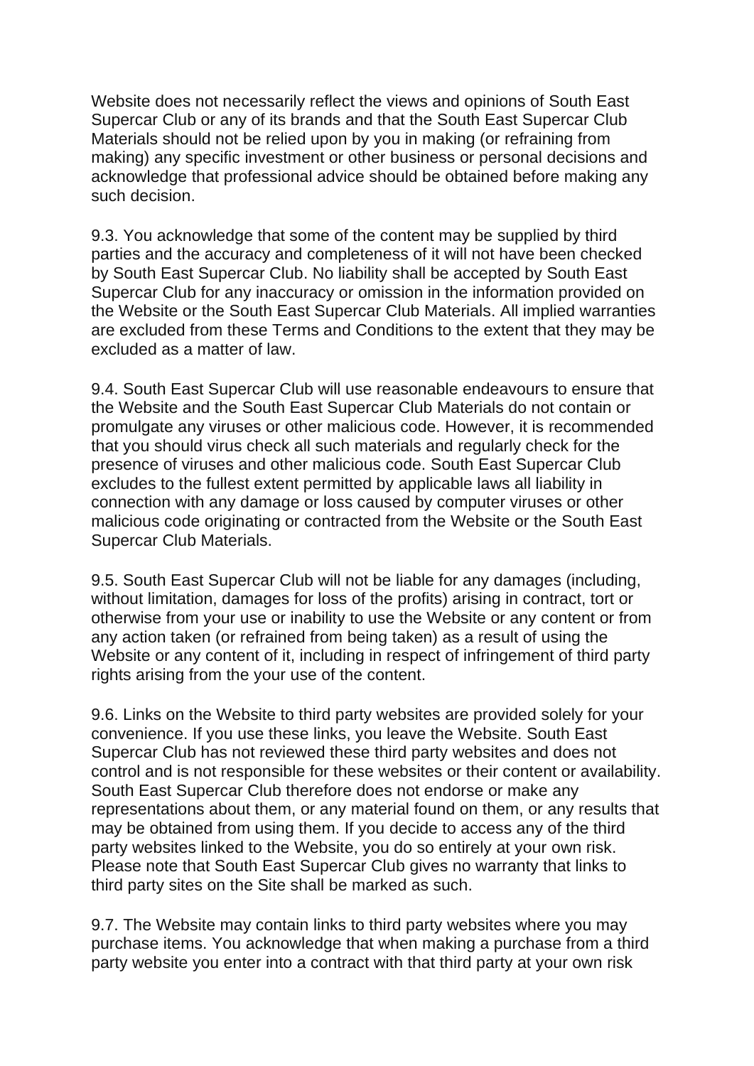Website does not necessarily reflect the views and opinions of South East Supercar Club or any of its brands and that the South East Supercar Club Materials should not be relied upon by you in making (or refraining from making) any specific investment or other business or personal decisions and acknowledge that professional advice should be obtained before making any such decision.

9.3. You acknowledge that some of the content may be supplied by third parties and the accuracy and completeness of it will not have been checked by South East Supercar Club. No liability shall be accepted by South East Supercar Club for any inaccuracy or omission in the information provided on the Website or the South East Supercar Club Materials. All implied warranties are excluded from these Terms and Conditions to the extent that they may be excluded as a matter of law.

9.4. South East Supercar Club will use reasonable endeavours to ensure that the Website and the South East Supercar Club Materials do not contain or promulgate any viruses or other malicious code. However, it is recommended that you should virus check all such materials and regularly check for the presence of viruses and other malicious code. South East Supercar Club excludes to the fullest extent permitted by applicable laws all liability in connection with any damage or loss caused by computer viruses or other malicious code originating or contracted from the Website or the South East Supercar Club Materials.

9.5. South East Supercar Club will not be liable for any damages (including, without limitation, damages for loss of the profits) arising in contract, tort or otherwise from your use or inability to use the Website or any content or from any action taken (or refrained from being taken) as a result of using the Website or any content of it, including in respect of infringement of third party rights arising from the your use of the content.

9.6. Links on the Website to third party websites are provided solely for your convenience. If you use these links, you leave the Website. South East Supercar Club has not reviewed these third party websites and does not control and is not responsible for these websites or their content or availability. South East Supercar Club therefore does not endorse or make any representations about them, or any material found on them, or any results that may be obtained from using them. If you decide to access any of the third party websites linked to the Website, you do so entirely at your own risk. Please note that South East Supercar Club gives no warranty that links to third party sites on the Site shall be marked as such.

9.7. The Website may contain links to third party websites where you may purchase items. You acknowledge that when making a purchase from a third party website you enter into a contract with that third party at your own risk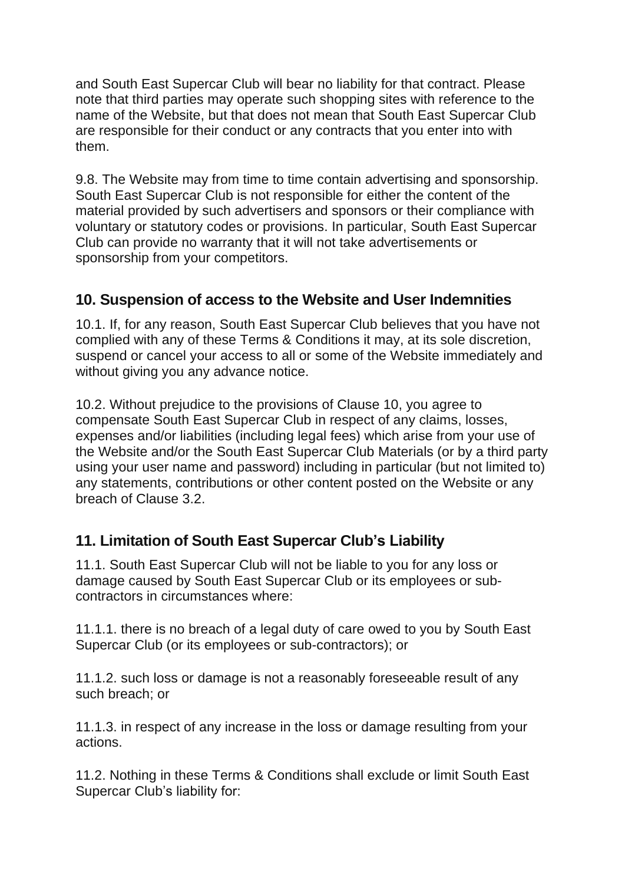and South East Supercar Club will bear no liability for that contract. Please note that third parties may operate such shopping sites with reference to the name of the Website, but that does not mean that South East Supercar Club are responsible for their conduct or any contracts that you enter into with them.

9.8. The Website may from time to time contain advertising and sponsorship. South East Supercar Club is not responsible for either the content of the material provided by such advertisers and sponsors or their compliance with voluntary or statutory codes or provisions. In particular, South East Supercar Club can provide no warranty that it will not take advertisements or sponsorship from your competitors.

## 10. Suspension of access to the Website and User Indemnities

10.1. If, for any reason, South East Supercar Club believes that you have not complied with any of these Terms & Conditions it may, at its sole discretion, suspend or cancel your access to all or some of the Website immediately and without giving you any advance notice.

10.2. Without prejudice to the provisions of Clause 10, you agree to compensate South East Supercar Club in respect of any claims, losses, expenses and/or liabilities (including legal fees) which arise from your use of the Website and/or the South East Supercar Club Materials (or by a third party using your user name and password) including in particular (but not limited to) any statements, contributions or other content posted on the Website or any breach of Clause 3.2.

## 11. Limitation of South East Supercar Club's Liability

11.1. South East Supercar Club will not be liable to you for any loss or damage caused by South East Supercar Club or its employees or sub-contractors in circumstances where:

11.1.1. there is no breach of a legal duty of care owed to you by South East Supercar Club (or its employees or sub-contractors); or

11.1.2. such loss or damage is not a reasonably foreseeable result of any such breach; or

11.1.3. in respect of any increase in the loss or damage resulting from your actions.

11.2. Nothing in these Terms & Conditions shall exclude or limit South East Supercar Club's liability for: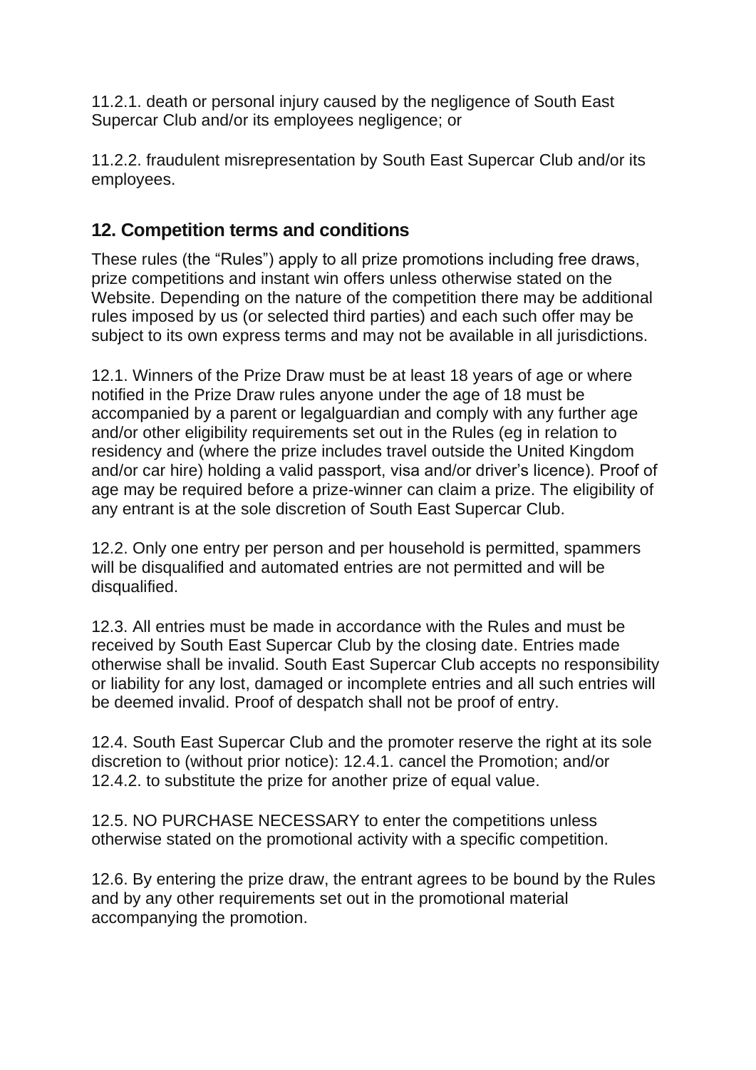11.2.1. death or personal injury caused by the negligence of South East Supercar Club and/or its employees negligence; or

11.2.2. fraudulent misrepresentation by South East Supercar Club and/or its employees.

## 12. Competition terms and conditions

These rules (the "Rules") apply to all prize promotions including free draws, prize competitions and instant win offers unless otherwise stated on the Website. Depending on the nature of the competition there may be additional rules imposed by us (or selected third parties) and each such offer may be subject to its own express terms and may not be available in all jurisdictions.

12.1. Winners of the Prize Draw must be at least 18 years of age or where notified in the Prize Draw rules anyone under the age of 18 must be accompanied by a parent or legalguardian and comply with any further age and/or other eligibility requirements set out in the Rules (eg in relation to residency and (where the prize includes travel outside the United Kingdom and/or car hire) holding a valid passport, visa and/or driver's licence). Proof of age may be required before a prize-winner can claim a prize. The eligibility of any entrant is at the sole discretion of South East Supercar Club.

12.2. Only one entry per person and per household is permitted, spammers will be disqualified and automated entries are not permitted and will be disqualified.

12.3. All entries must be made in accordance with the Rules and must be received by South East Supercar Club by the closing date. Entries made otherwise shall be invalid. South East Supercar Club accepts no responsibility or liability for any lost, damaged or incomplete entries and all such entries will be deemed invalid. Proof of despatch shall not be proof of entry.

12.4. South East Supercar Club and the promoter reserve the right at its sole discretion to (without prior notice): 12.4.1. cancel the Promotion; and/or 12.4.2. to substitute the prize for another prize of equal value.

12.5. NO PURCHASE NECESSARY to enter the competitions unless otherwise stated on the promotional activity with a specific competition.

12.6. By entering the prize draw, the entrant agrees to be bound by the Rules and by any other requirements set out in the promotional material accompanying the promotion.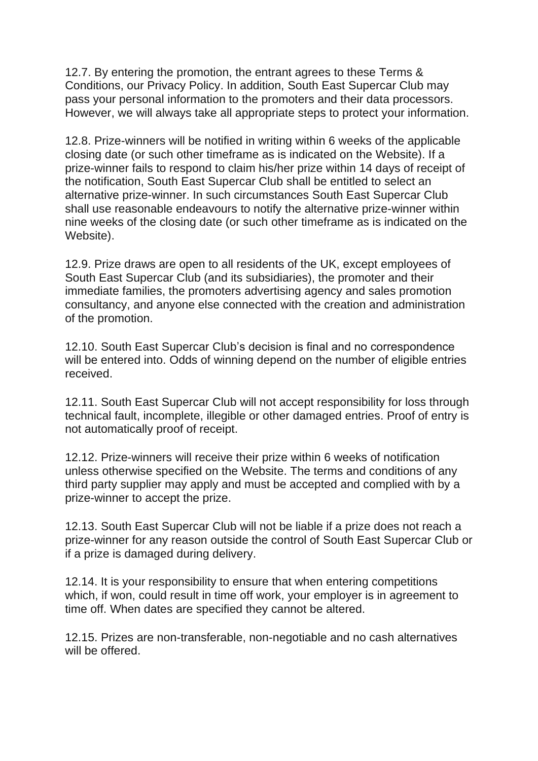12.7. By entering the promotion, the entrant agrees to these Terms & Conditions, our Privacy Policy. In addition, South East Supercar Club may pass your personal information to the promoters and their data processors. However, we will always take all appropriate steps to protect your information.

12.8. Prize-winners will be notified in writing within 6 weeks of the applicable closing date (or such other timeframe as is indicated on the Website). If a prize-winner fails to respond to claim his/her prize within 14 days of receipt of the notification, South East Supercar Club shall be entitled to select an alternative prize-winner. In such circumstances South East Supercar Club shall use reasonable endeavours to notify the alternative prize-winner within nine weeks of the closing date (or such other timeframe as is indicated on the Website).

12.9. Prize draws are open to all residents of the UK, except employees of South East Supercar Club (and its subsidiaries), the promoter and their immediate families, the promoters advertising agency and sales promotion consultancy, and anyone else connected with the creation and administration of the promotion.

12.10. South East Supercar Club's decision is final and no correspondence will be entered into. Odds of winning depend on the number of eligible entries received.

12.11. South East Supercar Club will not accept responsibility for loss through technical fault, incomplete, illegible or other damaged entries. Proof of entry is not automatically proof of receipt.

12.12. Prize-winners will receive their prize within 6 weeks of notification unless otherwise specified on the Website. The terms and conditions of any third party supplier may apply and must be accepted and complied with by a prize-winner to accept the prize.

12.13. South East Supercar Club will not be liable if a prize does not reach a prize-winner for any reason outside the control of South East Supercar Club or if a prize is damaged during delivery.

12.14. It is your responsibility to ensure that when entering competitions which, if won, could result in time off work, your employer is in agreement to time off. When dates are specified they cannot be altered.

12.15. Prizes are non-transferable, non-negotiable and no cash alternatives will be offered.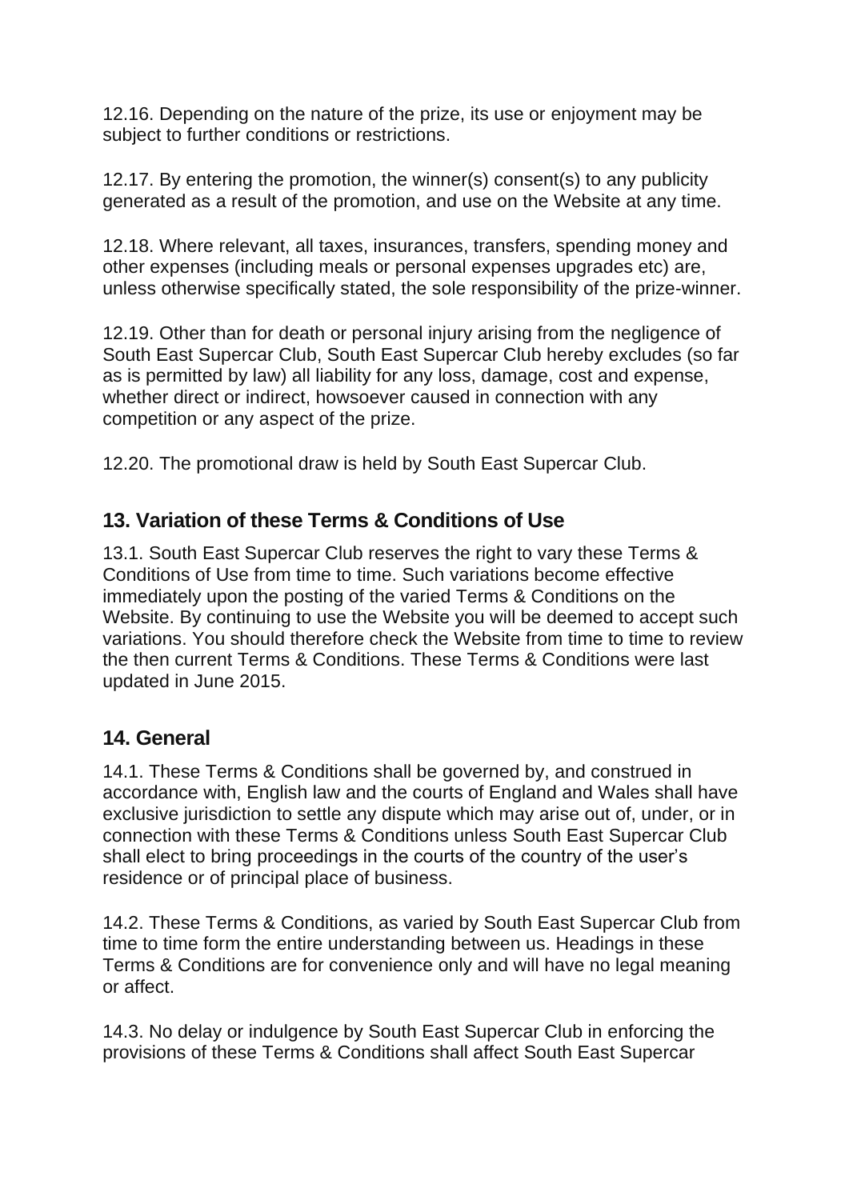12.16. Depending on the nature of the prize, its use or enjoyment may be subject to further conditions or restrictions.

12.17. By entering the promotion, the winner(s) consent(s) to any publicity generated as a result of the promotion, and use on the Website at any time.

12.18. Where relevant, all taxes, insurances, transfers, spending money and other expenses (including meals or personal expenses upgrades etc) are, unless otherwise specifically stated, the sole responsibility of the prize-winner.

12.19. Other than for death or personal injury arising from the negligence of South East Supercar Club, South East Supercar Club hereby excludes (so far as is permitted by law) all liability for any loss, damage, cost and expense, whether direct or indirect, howsoever caused in connection with any competition or any aspect of the prize.

12.20. The promotional draw is held by South East Supercar Club.

## 13. Variation of these Terms & Conditions of Use

13.1. South East Supercar Club reserves the right to vary these Terms & Conditions of Use from time to time. Such variations become effective immediately upon the posting of the varied Terms & Conditions on the Website. By continuing to use the Website you will be deemed to accept such variations. You should therefore check the Website from time to time to review the then current Terms & Conditions. These Terms & Conditions were last updated in June 2015.

## 14. General

14.1. These Terms & Conditions shall be governed by, and construed in accordance with, English law and the courts of England and Wales shall have exclusive jurisdiction to settle any dispute which may arise out of, under, or in connection with these Terms & Conditions unless South East Supercar Club shall elect to bring proceedings in the courts of the country of the user's residence or of principal place of business.

14.2. These Terms & Conditions, as varied by South East Supercar Club from time to time form the entire understanding between us. Headings in these Terms & Conditions are for convenience only and will have no legal meaning or affect.

14.3. No delay or indulgence by South East Supercar Club in enforcing the provisions of these Terms & Conditions shall affect South East Supercar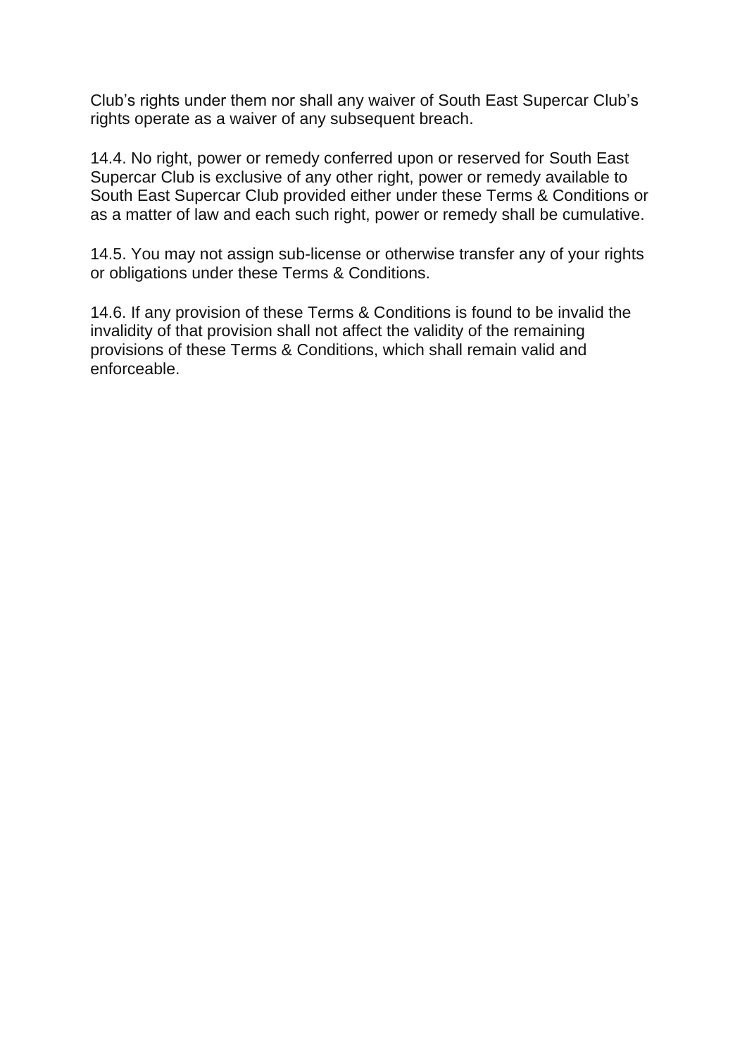Club’s rights under them nor shall any waiver of South East Supercar Club’s rights operate as a waiver of any subsequent breach.

14.4. No right, power or remedy conferred upon or reserved for South East Supercar Club is exclusive of any other right, power or remedy available to South East Supercar Club provided either under these Terms & Conditions or as a matter of law and each such right, power or remedy shall be cumulative.

14.5. You may not assign sub-license or otherwise transfer any of your rights or obligations under these Terms & Conditions.

14.6. If any provision of these Terms & Conditions is found to be invalid the invalidity of that provision shall not affect the validity of the remaining provisions of these Terms & Conditions, which shall remain valid and enforceable.